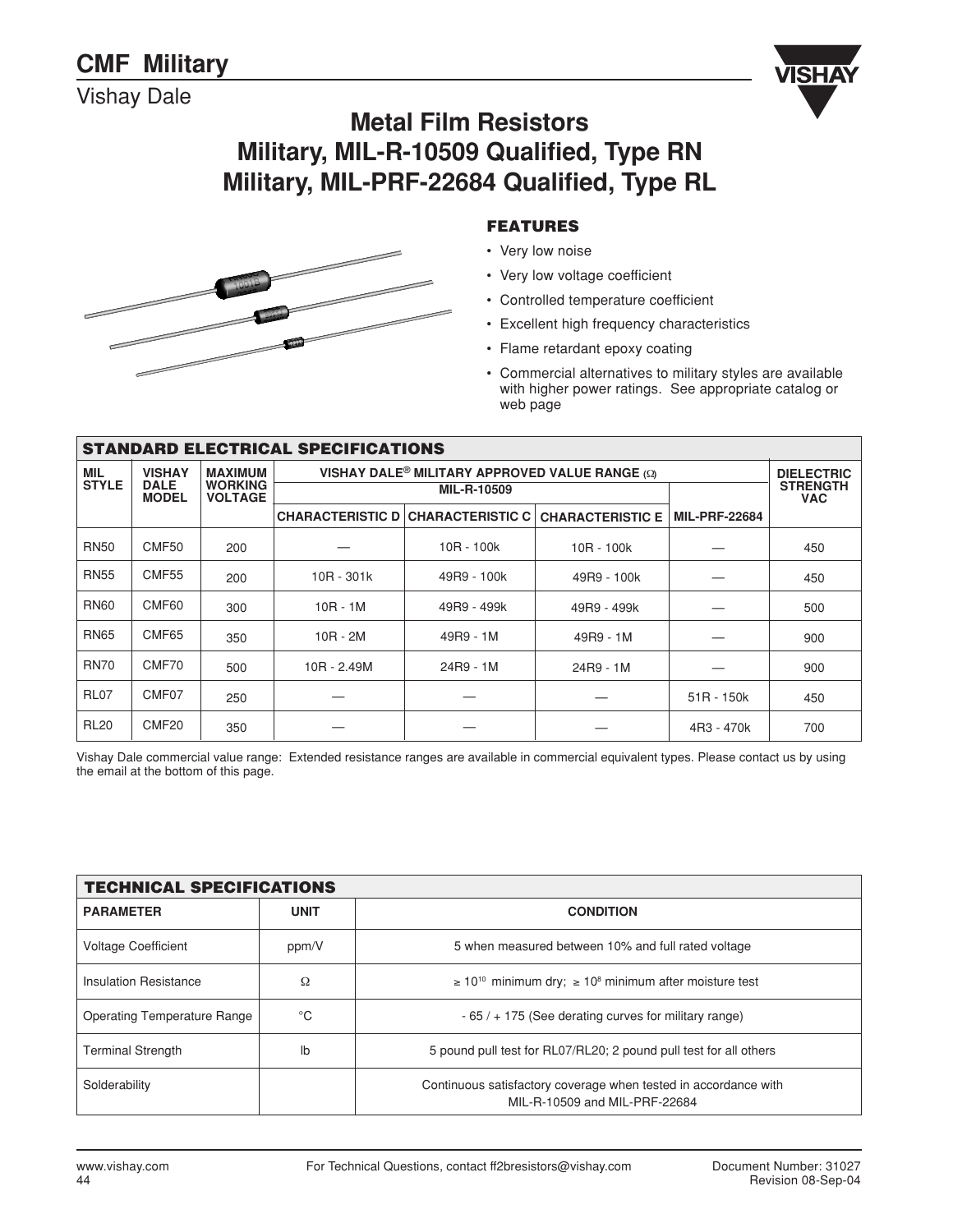# CMF Military

Vishay Dale

## Metal Film Resistors
## Military, MIL-R-10509 Qualified, Type RN
## Military, MIL-PRF-22684 Qualified, Type RL

### FEATURES

- Very low noise
- Very low voltage coefficient
- Controlled temperature coefficient
- Excellent high frequency characteristics
- Flame retardant epoxy coating
- Commercial alternatives to military styles are available with higher power ratings. See appropriate catalog or web page

### STANDARD ELECTRICAL SPECIFICATIONS

| MIL STYLE | VISHAY DALE MODEL | MAXIMUM WORKING VOLTAGE | VISHAY DALE® MILITARY APPROVED VALUE RANGE (Ω) | | | | DIELECTRIC STRENGTH VAC |
|---|---|---|---|---|---|---|---|
| | | | MIL-R-10509 | | | | |
| | | | CHARACTERISTIC D | CHARACTERISTIC C | CHARACTERISTIC E | MIL-PRF-22684 | |
| RN50 | CMF50 | 200 | — | 10R - 100k | 10R - 100k | — | 450 |
| RN55 | CMF55 | 200 | 10R - 301k | 49R9 - 100k | 49R9 - 100k | — | 450 |
| RN60 | CMF60 | 300 | 10R - 1M | 49R9 - 499k | 49R9 - 499k | — | 500 |
| RN65 | CMF65 | 350 | 10R - 2M | 49R9 - 1M | 49R9 - 1M | — | 900 |
| RN70 | CMF70 | 500 | 10R - 2.49M | 24R9 - 1M | 24R9 - 1M | — | 900 |
| RL07 | CMF07 | 250 | — | — | — | 51R - 150k | 450 |
| RL20 | CMF20 | 350 | — | — | — | 4R3 - 470k | 700 |

Vishay Dale commercial value range: Extended resistance ranges are available in commercial equivalent types. Please contact us by using the email at the bottom of this page.

### TECHNICAL SPECIFICATIONS

| PARAMETER | UNIT | CONDITION |
|---|---|---|
| Voltage Coefficient | ppm/V | 5 when measured between 10% and full rated voltage |
| Insulation Resistance | Ω | ≥ $10^{10}$ minimum dry; ≥ $10^{8}$ minimum after moisture test |
| Operating Temperature Range | °C | - 65 / + 175 (See derating curves for military range) |
| Terminal Strength | lb | 5 pound pull test for RL07/RL20; 2 pound pull test for all others |
| Solderability | | Continuous satisfactory coverage when tested in accordance with MIL-R-10509 and MIL-PRF-22684 |

For Technical Questions, contact ff2bresistors@vishay.com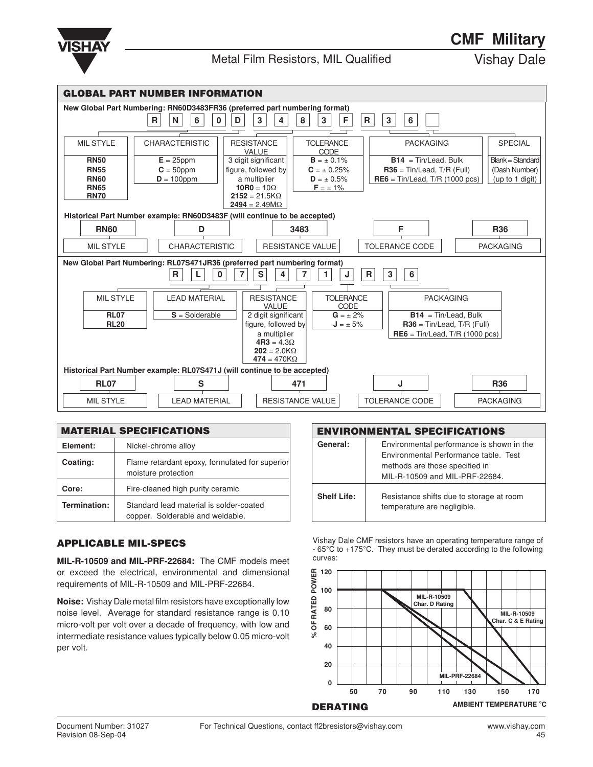# CMF Military

Metal Film Resistors, MIL Qualified — Vishay Dale

## GLOBAL PART NUMBER INFORMATION

**New Global Part Numbering: RN60D3483FR36 (preferred part numbering format)**

R N 6 0 D 3 4 8 3 F R 3 6 [ ]

| MIL STYLE | CHARACTERISTIC | RESISTANCE VALUE | TOLERANCE CODE | PACKAGING | SPECIAL |
|---|---|---|---|---|---|
| **RN50**<br>**RN55**<br>**RN60**<br>**RN65**<br>**RN70** | **E** = 25ppm<br>**C** = 50ppm<br>**D** = 100ppm | 3 digit significant figure, followed by a multiplier<br>**10R0** = 10Ω<br>**2152** = 21.5KΩ<br>**2494** = 2.49MΩ | **B** = ± 0.1%<br>**C** = ± 0.25%<br>**D** = ± 0.5%<br>**F** = ± 1% | **B14** = Tin/Lead, Bulk<br>**R36** = Tin/Lead, T/R (Full)<br>**RE6** = Tin/Lead, T/R (1000 pcs) | Blank = Standard (Dash Number) (up to 1 digit) |

**Historical Part Number example: RN60D3483F (will continue to be accepted)**

| RN60 | D | 3483 | F | R36 |
|---|---|---|---|---|
| MIL STYLE | CHARACTERISTIC | RESISTANCE VALUE | TOLERANCE CODE | PACKAGING |

**New Global Part Numbering: RL07S471JR36 (preferred part numbering format)**

R L 0 7 S 4 7 1 J R 3 6

| MIL STYLE | LEAD MATERIAL | RESISTANCE VALUE | TOLERANCE CODE | PACKAGING |
|---|---|---|---|---|
| **RL07**<br>**RL20** | **S** = Solderable | 2 digit significant figure, followed by a multiplier<br>**4R3** = 4.3Ω<br>**202** = 2.0KΩ<br>**474** = 470KΩ | **G** = ± 2%<br>**J** = ± 5% | **B14** = Tin/Lead, Bulk<br>**R36** = Tin/Lead, T/R (Full)<br>**RE6** = Tin/Lead, T/R (1000 pcs) |

**Historical Part Number example: RL07S471J (will continue to be accepted)**

| RL07 | S | 471 | J | R36 |
|---|---|---|---|---|
| MIL STYLE | LEAD MATERIAL | RESISTANCE VALUE | TOLERANCE CODE | PACKAGING |

## MATERIAL SPECIFICATIONS

| | |
|---|---|
| **Element:** | Nickel-chrome alloy |
| **Coating:** | Flame retardant epoxy, formulated for superior moisture protection |
| **Core:** | Fire-cleaned high purity ceramic |
| **Termination:** | Standard lead material is solder-coated copper. Solderable and weldable. |

## ENVIRONMENTAL SPECIFICATIONS

| | |
|---|---|
| **General:** | Environmental performance is shown in the Environmental Performance table. Test methods are those specified in MIL-R-10509 and MIL-PRF-22684. |
| **Shelf Life:** | Resistance shifts due to storage at room temperature are negligible. |

## APPLICABLE MIL-SPECS

**MIL-R-10509 and MIL-PRF-22684:** The CMF models meet or exceed the electrical, environmental and dimensional requirements of MIL-R-10509 and MIL-PRF-22684.

**Noise:** Vishay Dale metal film resistors have exceptionally low noise level. Average for standard resistance range is 0.10 micro-volt per volt over a decade of frequency, with low and intermediate resistance values typically below 0.05 micro-volt per volt.

Vishay Dale CMF resistors have an operating temperature range of - 65°C to +175°C. They must be derated according to the following curves:

**DERATING**

Chart: % OF RATED POWER (0–120) vs. AMBIENT TEMPERATURE °C (50–170). Curves: MIL-R-10509 Char. D Rating; MIL-R-10509 Char. C & E Rating; MIL-PRF-22684.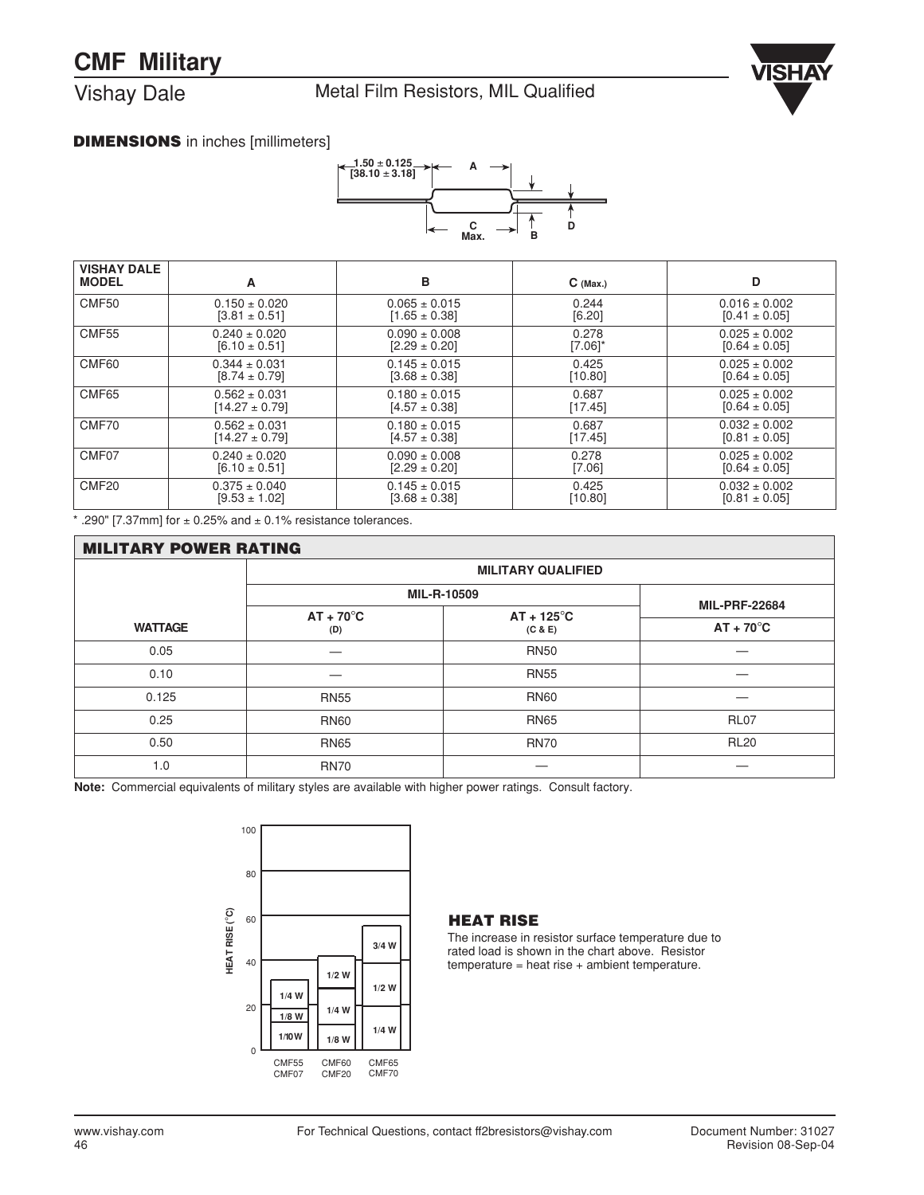# CMF Military

Vishay Dale — Metal Film Resistors, MIL Qualified

## DIMENSIONS in inches [millimeters]

1.50 ± 0.125 [38.10 ± 3.18] — A — B — C Max. — D

| VISHAY DALE MODEL | A | B | C (Max.) | D |
|---|---|---|---|---|
| CMF50 | 0.150 ± 0.020 [3.81 ± 0.51] | 0.065 ± 0.015 [1.65 ± 0.38] | 0.244 [6.20] | 0.016 ± 0.002 [0.41 ± 0.05] |
| CMF55 | 0.240 ± 0.020 [6.10 ± 0.51] | 0.090 ± 0.008 [2.29 ± 0.20] | 0.278 [7.06]* | 0.025 ± 0.002 [0.64 ± 0.05] |
| CMF60 | 0.344 ± 0.031 [8.74 ± 0.79] | 0.145 ± 0.015 [3.68 ± 0.38] | 0.425 [10.80] | 0.025 ± 0.002 [0.64 ± 0.05] |
| CMF65 | 0.562 ± 0.031 [14.27 ± 0.79] | 0.180 ± 0.015 [4.57 ± 0.38] | 0.687 [17.45] | 0.025 ± 0.002 [0.64 ± 0.05] |
| CMF70 | 0.562 ± 0.031 [14.27 ± 0.79] | 0.180 ± 0.015 [4.57 ± 0.38] | 0.687 [17.45] | 0.032 ± 0.002 [0.81 ± 0.05] |
| CMF07 | 0.240 ± 0.020 [6.10 ± 0.51] | 0.090 ± 0.008 [2.29 ± 0.20] | 0.278 [7.06] | 0.025 ± 0.002 [0.64 ± 0.05] |
| CMF20 | 0.375 ± 0.040 [9.53 ± 1.02] | 0.145 ± 0.015 [3.68 ± 0.38] | 0.425 [10.80] | 0.032 ± 0.002 [0.81 ± 0.05] |

\* .290" [7.37mm] for ± 0.25% and ± 0.1% resistance tolerances.

## MILITARY POWER RATING

| | MILITARY QUALIFIED | | |
|---|---|---|---|
| | MIL-R-10509 | | MIL-PRF-22684 |
| WATTAGE | AT + 70°C (D) | AT + 125°C (C & E) | AT + 70°C |
| 0.05 | — | RN50 | — |
| 0.10 | — | RN55 | — |
| 0.125 | RN55 | RN60 | — |
| 0.25 | RN60 | RN65 | RL07 |
| 0.50 | RN65 | RN70 | RL20 |
| 1.0 | RN70 | — | — |

**Note:** Commercial equivalents of military styles are available with higher power ratings. Consult factory.

HEAT RISE (°C): 0, 20, 40, 60, 80, 100

CMF55 / CMF07: 1/10 W, 1/8 W, 1/4 W
CMF60 / CMF20: 1/8 W, 1/4 W, 1/2 W
CMF65 / CMF70: 1/4 W, 1/2 W, 3/4 W

## HEAT RISE

The increase in resistor surface temperature due to rated load is shown in the chart above. Resistor temperature = heat rise + ambient temperature.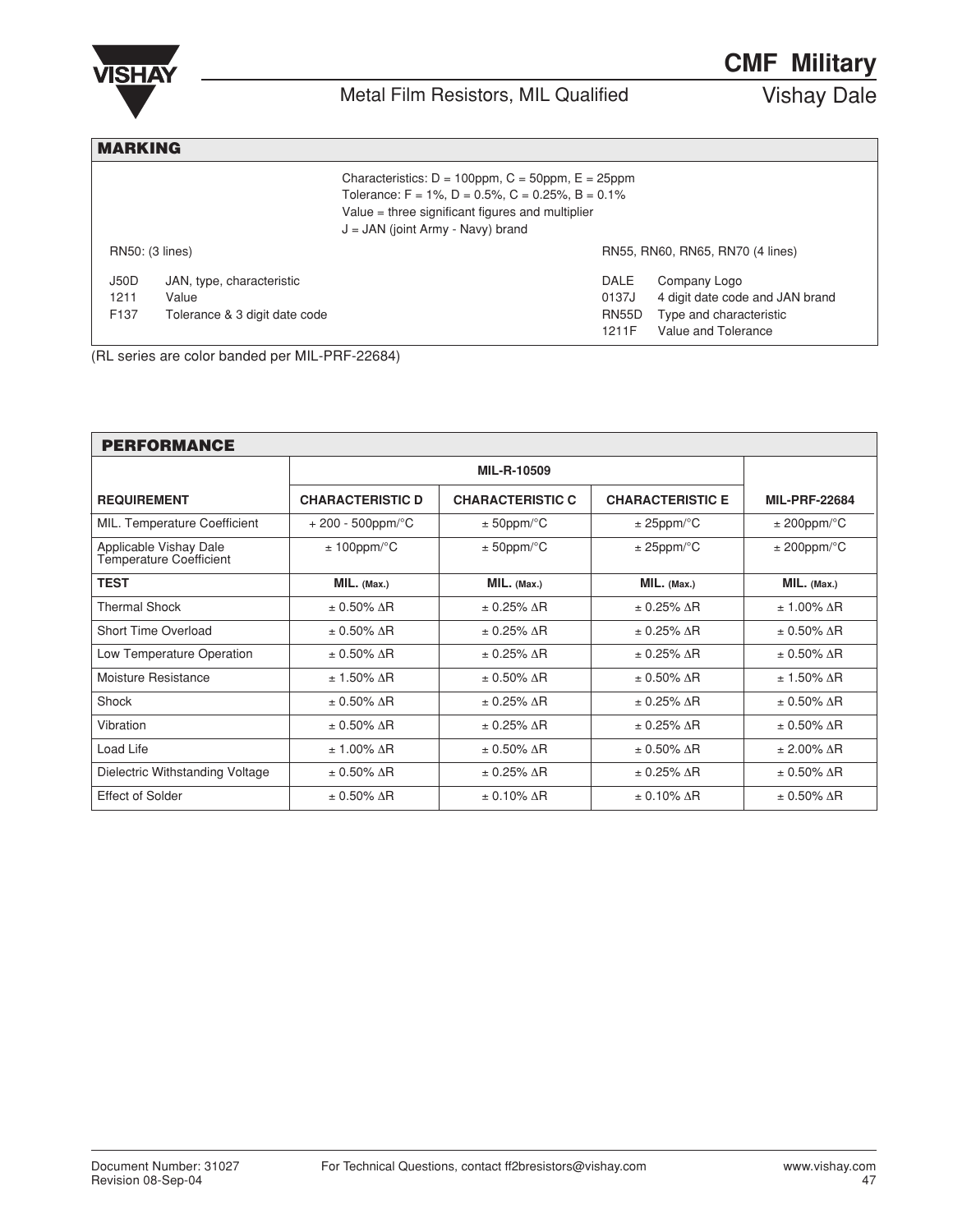## MARKING

Characteristics: D = 100ppm, C = 50ppm, E = 25ppm
Tolerance: F = 1%, D = 0.5%, C = 0.25%, B = 0.1%
Value = three significant figures and multiplier
J = JAN (joint Army - Navy) brand

RN50: (3 lines)

| | |
|---|---|
| J50D | JAN, type, characteristic |
| 1211 | Value |
| F137 | Tolerance & 3 digit date code |

RN55, RN60, RN65, RN70 (4 lines)

| | |
|---|---|
| DALE | Company Logo |
| 0137J | 4 digit date code and JAN brand |
| RN55D | Type and characteristic |
| 1211F | Value and Tolerance |

(RL series are color banded per MIL-PRF-22684)

## PERFORMANCE

| | MIL-R-10509 | | | |
|---|---|---|---|---|
| **REQUIREMENT** | **CHARACTERISTIC D** | **CHARACTERISTIC C** | **CHARACTERISTIC E** | **MIL-PRF-22684** |
| MIL. Temperature Coefficient | + 200 - 500ppm/°C | ± 50ppm/°C | ± 25ppm/°C | ± 200ppm/°C |
| Applicable Vishay Dale Temperature Coefficient | ± 100ppm/°C | ± 50ppm/°C | ± 25ppm/°C | ± 200ppm/°C |
| **TEST** | **MIL. (Max.)** | **MIL. (Max.)** | **MIL. (Max.)** | **MIL. (Max.)** |
| Thermal Shock | ± 0.50% ΔR | ± 0.25% ΔR | ± 0.25% ΔR | ± 1.00% ΔR |
| Short Time Overload | ± 0.50% ΔR | ± 0.25% ΔR | ± 0.25% ΔR | ± 0.50% ΔR |
| Low Temperature Operation | ± 0.50% ΔR | ± 0.25% ΔR | ± 0.25% ΔR | ± 0.50% ΔR |
| Moisture Resistance | ± 1.50% ΔR | ± 0.50% ΔR | ± 0.50% ΔR | ± 1.50% ΔR |
| Shock | ± 0.50% ΔR | ± 0.25% ΔR | ± 0.25% ΔR | ± 0.50% ΔR |
| Vibration | ± 0.50% ΔR | ± 0.25% ΔR | ± 0.25% ΔR | ± 0.50% ΔR |
| Load Life | ± 1.00% ΔR | ± 0.50% ΔR | ± 0.50% ΔR | ± 2.00% ΔR |
| Dielectric Withstanding Voltage | ± 0.50% ΔR | ± 0.25% ΔR | ± 0.25% ΔR | ± 0.50% ΔR |
| Effect of Solder | ± 0.50% ΔR | ± 0.10% ΔR | ± 0.10% ΔR | ± 0.50% ΔR |